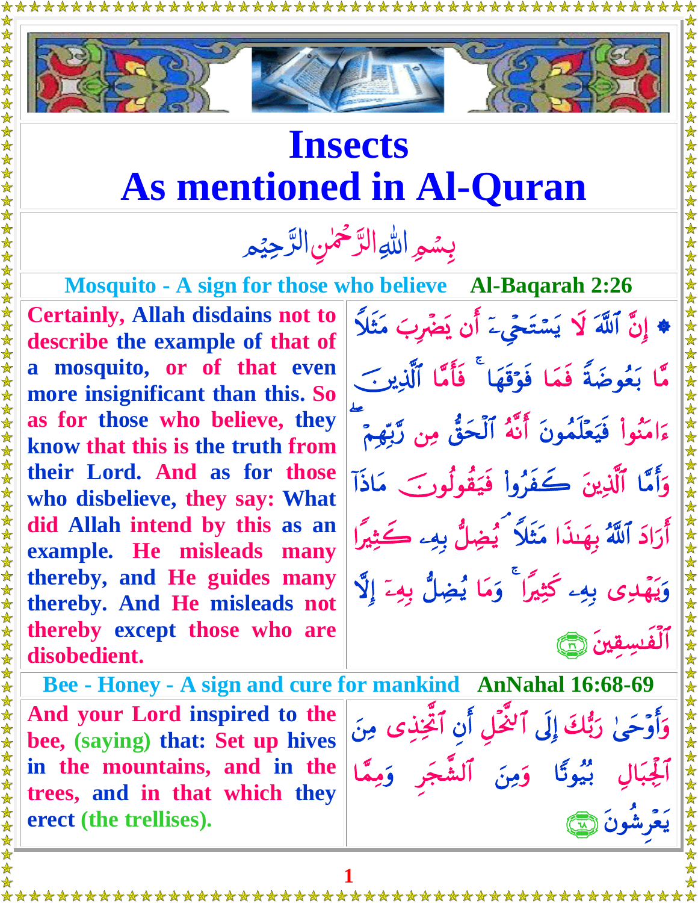# Insects
# As mentioned in Al-Quran

بِسْمِ اللهِ الرَّحْمٰنِ الرَّحِيْمِ

## Mosquito - A sign for those who believe — Al-Baqarah 2:26

| | |
|---|---|
| Certainly, Allah disdains not to describe the example of that of a mosquito, or of that even more insignificant than this. So as for those who believe, they know that this is the truth from their Lord. And as for those who disbelieve, they say: What did Allah intend by this as an example. He misleads many thereby, and He guides many thereby. And He misleads not thereby except those who are disobedient. | ۞ إِنَّ ٱللَّهَ لَا يَسْتَحْىِۦٓ أَن يَضْرِبَ مَثَلًا مَّا بَعُوضَةً فَمَا فَوْقَهَا ۚ فَأَمَّا ٱلَّذِينَ ءَامَنُوا۟ فَيَعْلَمُونَ أَنَّهُ ٱلْحَقُّ مِن رَّبِّهِمْ ۖ وَأَمَّا ٱلَّذِينَ كَفَرُوا۟ فَيَقُولُونَ مَاذَآ أَرَادَ ٱللَّهُ بِهَـٰذَا مَثَلًا ۘ يُضِلُّ بِهِۦ كَثِيرًا وَيَهْدِى بِهِۦ كَثِيرًا ۚ وَمَا يُضِلُّ بِهِۦٓ إِلَّا ٱلْفَـٰسِقِينَ ﴿٢٦﴾ |

## Bee - Honey - A sign and cure for mankind — AnNahal 16:68-69

| | |
|---|---|
| And your Lord inspired to the bee, (saying) that: Set up hives in the mountains, and in the trees, and in that which they erect (the trellises). | وَأَوْحَىٰ رَبُّكَ إِلَى ٱلنَّحْلِ أَنِ ٱتَّخِذِى مِنَ ٱلْجِبَالِ بُيُوتًا وَمِنَ ٱلشَّجَرِ وَمِمَّا يَعْرِشُونَ ﴿٦٨﴾ |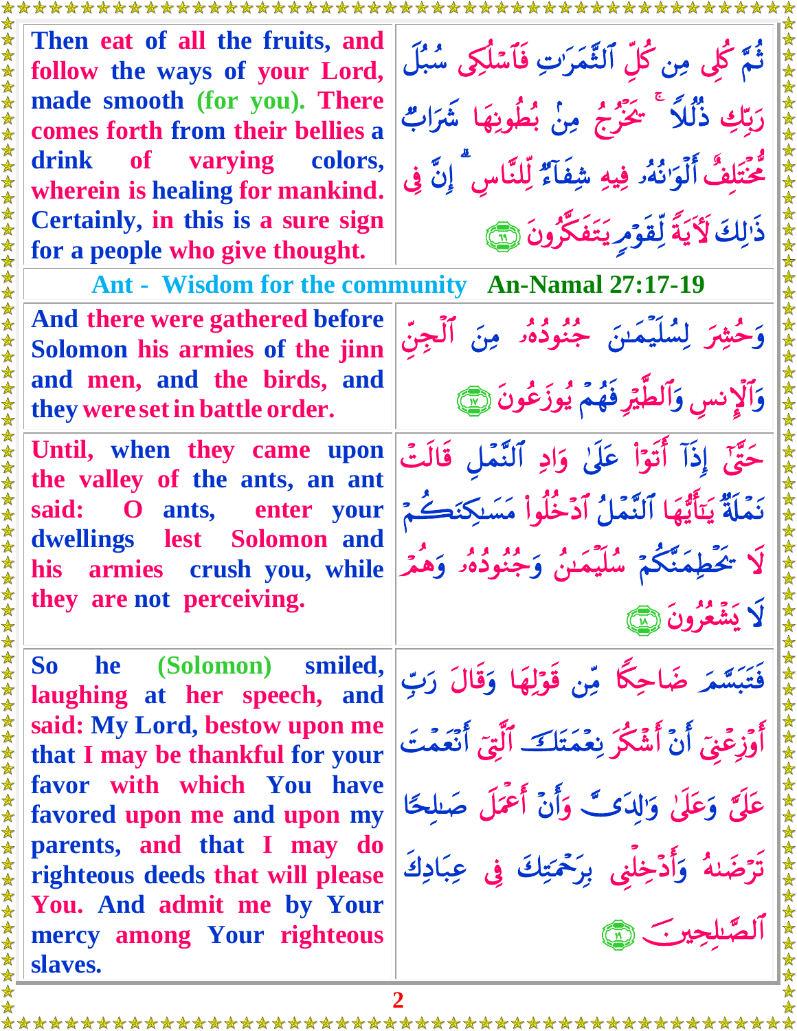| | |
|---|---|
| Then eat of all the fruits, and follow the ways of your Lord, made smooth (for you). There comes forth from their bellies a drink of varying colors, wherein is healing for mankind. Certainly, in this is a sure sign for a people who give thought. | ثُمَّ كُلِى مِن كُلِّ ٱلثَّمَرَٰتِ فَٱسْلُكِى سُبُلَ رَبِّكِ ذُلُلًا ۚ يَخْرُجُ مِنۢ بُطُونِهَا شَرَابٌ مُّخْتَلِفٌ أَلْوَٰنُهُۥ فِيهِ شِفَآءٌ لِّلنَّاسِ ۗ إِنَّ فِى ذَٰلِكَ لَءَايَةً لِّقَوْمٍ يَتَفَكَّرُونَ ﴿٦٩﴾ |

## Ant - Wisdom for the community An-Namal 27:17-19

| | |
|---|---|
| And there were gathered before Solomon his armies of the jinn and men, and the birds, and they were set in battle order. | وَحُشِرَ لِسُلَيْمَٰنَ جُنُودُهُۥ مِنَ ٱلْجِنِّ وَٱلْإِنسِ وَٱلطَّيْرِ فَهُمْ يُوزَعُونَ ﴿١٧﴾ |
| Until, when they came upon the valley of the ants, an ant said: O ants, enter your dwellings lest Solomon and his armies crush you, while they are not perceiving. | حَتَّىٰٓ إِذَآ أَتَوْا۟ عَلَىٰ وَادِ ٱلنَّمْلِ قَالَتْ نَمْلَةٌ يَٰٓأَيُّهَا ٱلنَّمْلُ ٱدْخُلُوا۟ مَسَٰكِنَكُمْ لَا يَحْطِمَنَّكُمْ سُلَيْمَٰنُ وَجُنُودُهُۥ وَهُمْ لَا يَشْعُرُونَ ﴿١٨﴾ |
| So he (Solomon) smiled, laughing at her speech, and said: My Lord, bestow upon me that I may be thankful for your favor with which You have favored upon me and upon my parents, and that I may do righteous deeds that will please You. And admit me by Your mercy among Your righteous slaves. | فَتَبَسَّمَ ضَاحِكًا مِّن قَوْلِهَا وَقَالَ رَبِّ أَوْزِعْنِىٓ أَنْ أَشْكُرَ نِعْمَتَكَ ٱلَّتِىٓ أَنْعَمْتَ عَلَىَّ وَعَلَىٰ وَٰلِدَىَّ وَأَنْ أَعْمَلَ صَٰلِحًا تَرْضَىٰهُ وَأَدْخِلْنِى بِرَحْمَتِكَ فِى عِبَادِكَ ٱلصَّٰلِحِينَ ﴿١٩﴾ |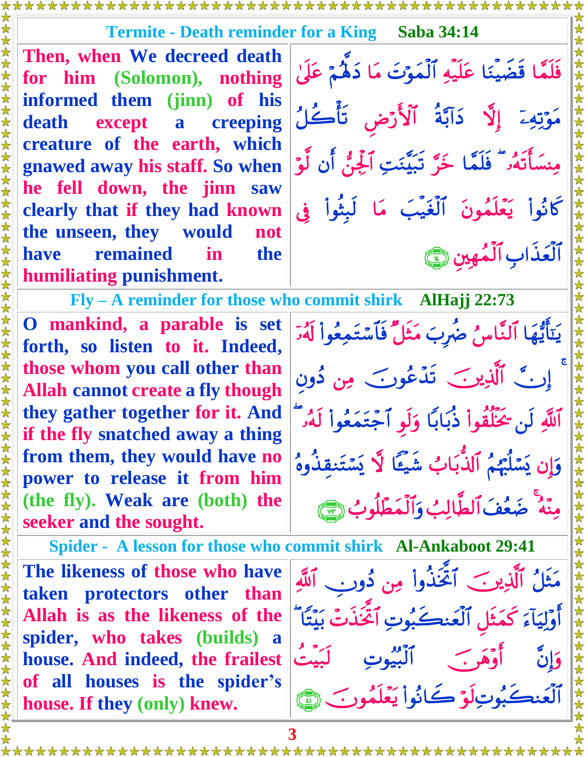## Termite - Death reminder for a King — Saba 34:14

| | |
|---|---|
| Then, when We decreed death for him (Solomon), nothing informed them (jinn) of his death except a creeping creature of the earth, which gnawed away his staff. So when he fell down, the jinn saw clearly that if they had known the unseen, they would not have remained in the humiliating punishment. | فَلَمَّا قَضَيْنَا عَلَيْهِ ٱلْمَوْتَ مَا دَلَّهُمْ عَلَىٰ مَوْتِهِۦٓ إِلَّا دَآبَّةُ ٱلْأَرْضِ تَأْكُلُ مِنسَأَتَهُۥ ۖ فَلَمَّا خَرَّ تَبَيَّنَتِ ٱلْجِنُّ أَن لَّوْ كَانُوا۟ يَعْلَمُونَ ٱلْغَيْبَ مَا لَبِثُوا۟ فِى ٱلْعَذَابِ ٱلْمُهِينِ ﴿١٤﴾ |

## Fly – A reminder for those who commit shirk — AlHajj 22:73

| | |
|---|---|
| O mankind, a parable is set forth, so listen to it. Indeed, those whom you call other than Allah cannot create a fly though they gather together for it. And if the fly snatched away a thing from them, they would have no power to release it from him (the fly). Weak are (both) the seeker and the sought. | يَـٰٓأَيُّهَا ٱلنَّاسُ ضُرِبَ مَثَلٌ فَٱسْتَمِعُوا۟ لَهُۥٓ ۚ إِنَّ ٱلَّذِينَ تَدْعُونَ مِن دُونِ ٱللَّهِ لَن يَخْلُقُوا۟ ذُبَابًا وَلَوِ ٱجْتَمَعُوا۟ لَهُۥ ۖ وَإِن يَسْلُبْهُمُ ٱلذُّبَابُ شَيْـًٔا لَّا يَسْتَنقِذُوهُ مِنْهُ ۚ ضَعُفَ ٱلطَّالِبُ وَٱلْمَطْلُوبُ ﴿٧٣﴾ |

## Spider - A lesson for those who commit shirk — Al-Ankaboot 29:41

| | |
|---|---|
| The likeness of those who have taken protectors other than Allah is as the likeness of the spider, who takes (builds) a house. And indeed, the frailest of all houses is the spider's house. If they (only) knew. | مَثَلُ ٱلَّذِينَ ٱتَّخَذُوا۟ مِن دُونِ ٱللَّهِ أَوْلِيَآءَ كَمَثَلِ ٱلْعَنكَبُوتِ ٱتَّخَذَتْ بَيْتًا ۖ وَإِنَّ أَوْهَنَ ٱلْبُيُوتِ لَبَيْتُ ٱلْعَنكَبُوتِ ۖ لَوْ كَانُوا۟ يَعْلَمُونَ ﴿٤١﴾ |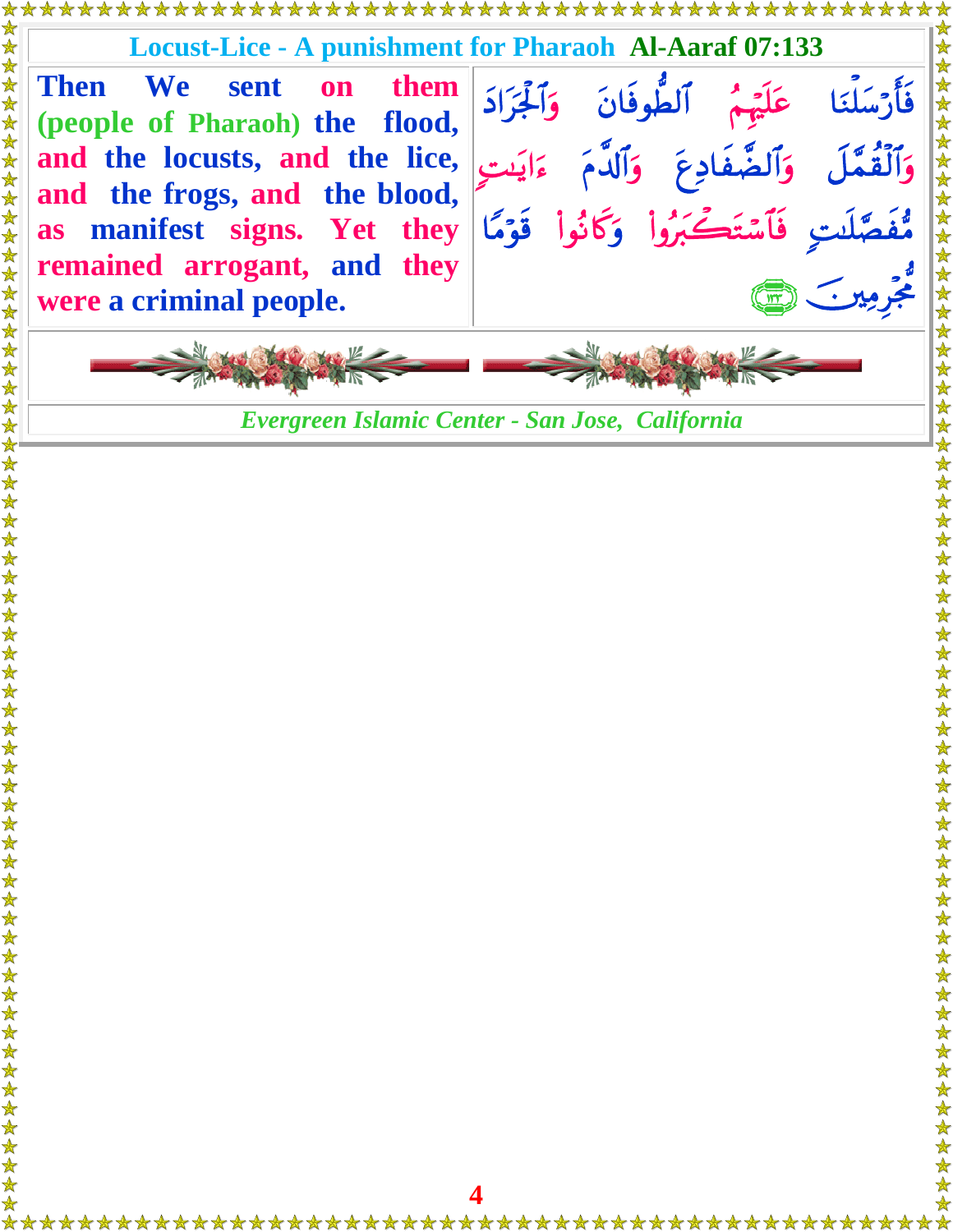## Locust-Lice - A punishment for Pharaoh Al-Aaraf 07:133

| | |
|---|---|
| **Then We sent on them (people of Pharaoh) the flood, and the locusts, and the lice, and the frogs, and the blood, as manifest signs. Yet they remained arrogant, and they were a criminal people.** | فَأَرْسَلْنَا عَلَيْهِمُ ٱلطُّوفَانَ وَٱلْجَرَادَ وَٱلْقُمَّلَ وَٱلضَّفَادِعَ وَٱلدَّمَ ءَايَـٰتٍ مُّفَصَّلَـٰتٍ فَٱسْتَكْبَرُوا۟ وَكَانُوا۟ قَوْمًا مُّجْرِمِينَ ﴿١٣٣﴾ |

*Evergreen Islamic Center - San Jose, California*